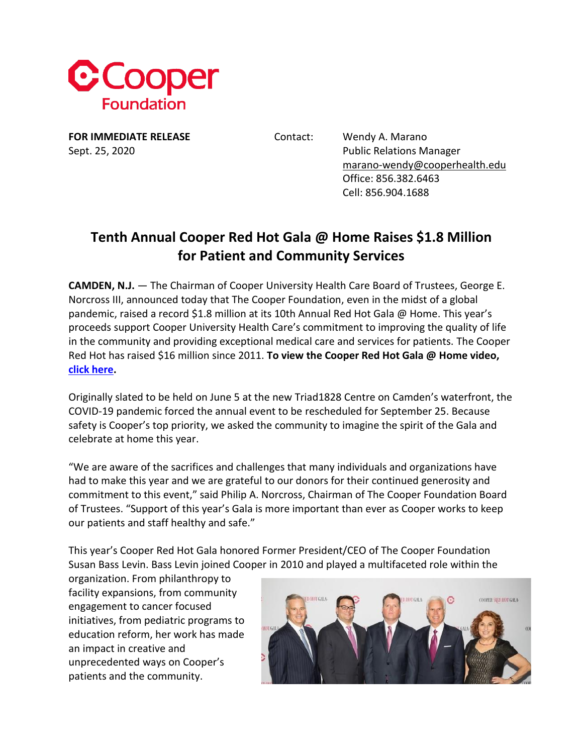Cooper Foundation

**FOR IMMEDIATE RELEASE**
Sept. 25, 2020

Contact: Wendy A. Marano
Public Relations Manager
marano-wendy@cooperhealth.edu
Office: 856.382.6463
Cell: 856.904.1688

# Tenth Annual Cooper Red Hot Gala @ Home Raises $1.8 Million for Patient and Community Services

**CAMDEN, N.J.** — The Chairman of Cooper University Health Care Board of Trustees, George E. Norcross III, announced today that The Cooper Foundation, even in the midst of a global pandemic, raised a record $1.8 million at its 10th Annual Red Hot Gala @ Home. This year's proceeds support Cooper University Health Care's commitment to improving the quality of life in the community and providing exceptional medical care and services for patients. The Cooper Red Hot has raised $16 million since 2011. **To view the Cooper Red Hot Gala @ Home video, click here.**

Originally slated to be held on June 5 at the new Triad1828 Centre on Camden's waterfront, the COVID-19 pandemic forced the annual event to be rescheduled for September 25. Because safety is Cooper's top priority, we asked the community to imagine the spirit of the Gala and celebrate at home this year.

"We are aware of the sacrifices and challenges that many individuals and organizations have had to make this year and we are grateful to our donors for their continued generosity and commitment to this event," said Philip A. Norcross, Chairman of The Cooper Foundation Board of Trustees. "Support of this year's Gala is more important than ever as Cooper works to keep our patients and staff healthy and safe."

This year's Cooper Red Hot Gala honored Former President/CEO of The Cooper Foundation Susan Bass Levin. Bass Levin joined Cooper in 2010 and played a multifaceted role within the organization. From philanthropy to facility expansions, from community engagement to cancer focused initiatives, from pediatric programs to education reform, her work has made an impact in creative and unprecedented ways on Cooper's patients and the community.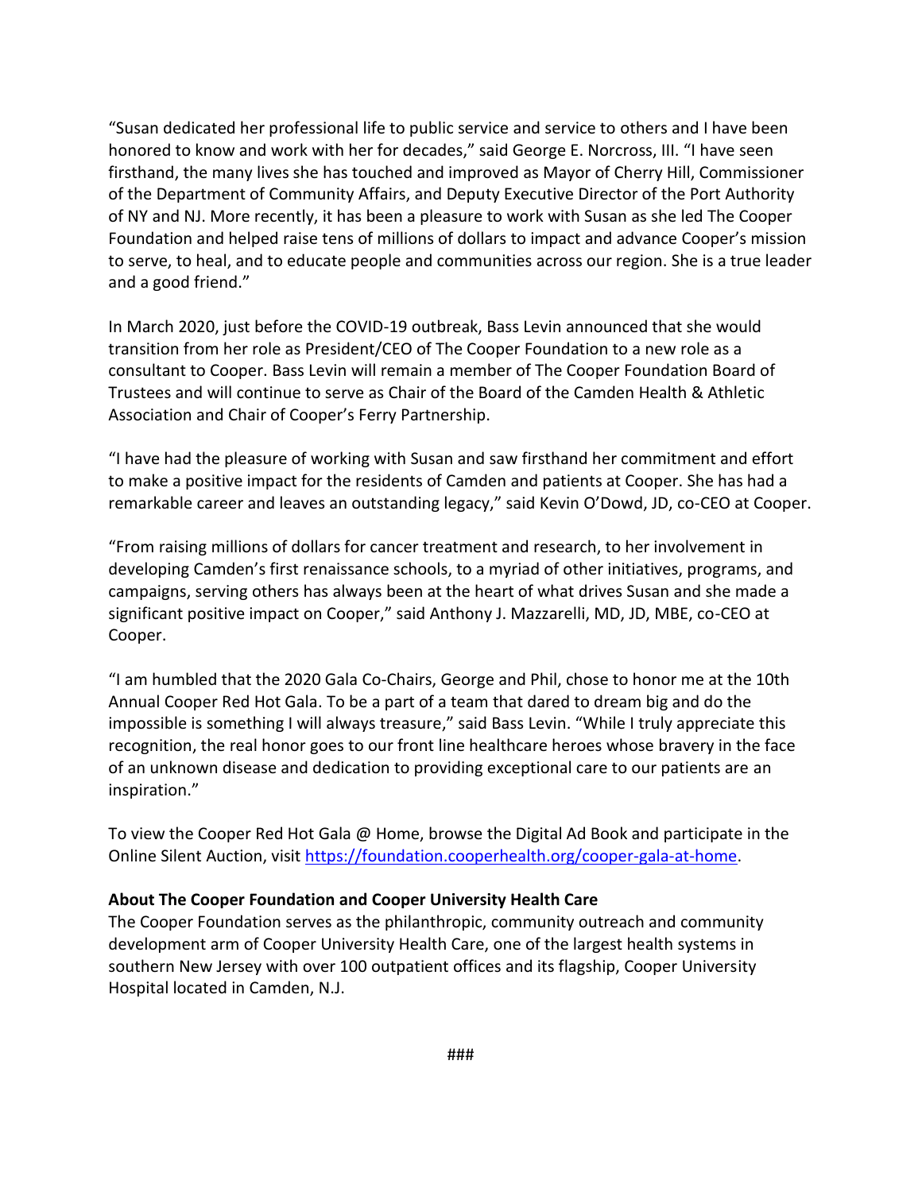"Susan dedicated her professional life to public service and service to others and I have been honored to know and work with her for decades," said George E. Norcross, III. "I have seen firsthand, the many lives she has touched and improved as Mayor of Cherry Hill, Commissioner of the Department of Community Affairs, and Deputy Executive Director of the Port Authority of NY and NJ. More recently, it has been a pleasure to work with Susan as she led The Cooper Foundation and helped raise tens of millions of dollars to impact and advance Cooper's mission to serve, to heal, and to educate people and communities across our region. She is a true leader and a good friend."

In March 2020, just before the COVID-19 outbreak, Bass Levin announced that she would transition from her role as President/CEO of The Cooper Foundation to a new role as a consultant to Cooper. Bass Levin will remain a member of The Cooper Foundation Board of Trustees and will continue to serve as Chair of the Board of the Camden Health & Athletic Association and Chair of Cooper's Ferry Partnership.

"I have had the pleasure of working with Susan and saw firsthand her commitment and effort to make a positive impact for the residents of Camden and patients at Cooper. She has had a remarkable career and leaves an outstanding legacy," said Kevin O'Dowd, JD, co-CEO at Cooper.

"From raising millions of dollars for cancer treatment and research, to her involvement in developing Camden's first renaissance schools, to a myriad of other initiatives, programs, and campaigns, serving others has always been at the heart of what drives Susan and she made a significant positive impact on Cooper," said Anthony J. Mazzarelli, MD, JD, MBE, co-CEO at Cooper.

"I am humbled that the 2020 Gala Co-Chairs, George and Phil, chose to honor me at the 10th Annual Cooper Red Hot Gala. To be a part of a team that dared to dream big and do the impossible is something I will always treasure," said Bass Levin. "While I truly appreciate this recognition, the real honor goes to our front line healthcare heroes whose bravery in the face of an unknown disease and dedication to providing exceptional care to our patients are an inspiration."

To view the Cooper Red Hot Gala @ Home, browse the Digital Ad Book and participate in the Online Silent Auction, visit https://foundation.cooperhealth.org/cooper-gala-at-home.

**About The Cooper Foundation and Cooper University Health Care**

The Cooper Foundation serves as the philanthropic, community outreach and community development arm of Cooper University Health Care, one of the largest health systems in southern New Jersey with over 100 outpatient offices and its flagship, Cooper University Hospital located in Camden, N.J.

###